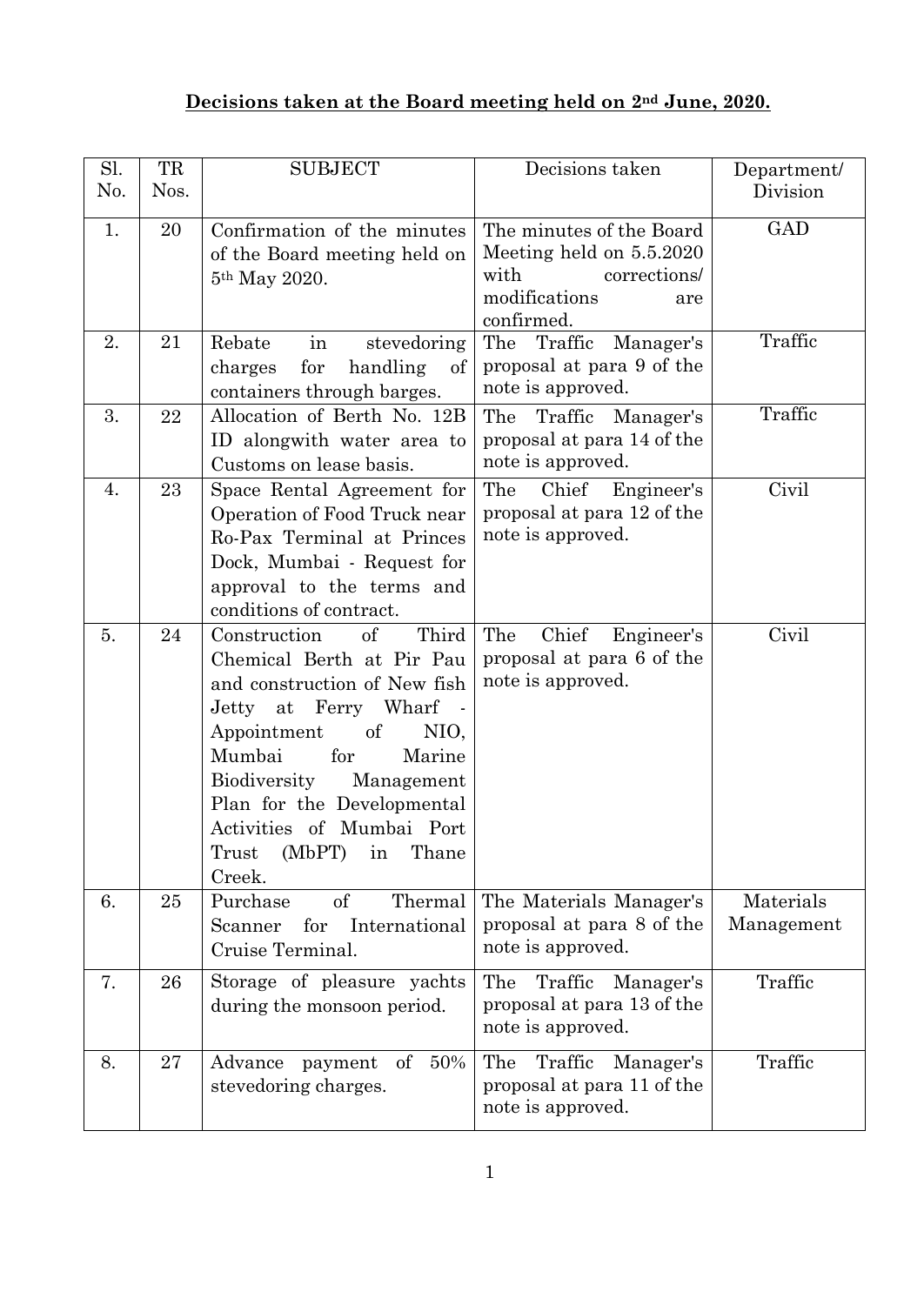**Decisions taken at the Board meeting held on 2nd June, 2020.**

| Sl. No. | TR Nos. | SUBJECT | Decisions taken | Department/ Division |
|---|---|---|---|---|
| 1. | 20 | Confirmation of the minutes of the Board meeting held on 5th May 2020. | The minutes of the Board Meeting held on 5.5.2020 with corrections/ modifications are confirmed. | GAD |
| 2. | 21 | Rebate in stevedoring charges for handling of containers through barges. | The Traffic Manager's proposal at para 9 of the note is approved. | Traffic |
| 3. | 22 | Allocation of Berth No. 12B ID alongwith water area to Customs on lease basis. | The Traffic Manager's proposal at para 14 of the note is approved. | Traffic |
| 4. | 23 | Space Rental Agreement for Operation of Food Truck near Ro-Pax Terminal at Princes Dock, Mumbai - Request for approval to the terms and conditions of contract. | The Chief Engineer's proposal at para 12 of the note is approved. | Civil |
| 5. | 24 | Construction of Third Chemical Berth at Pir Pau and construction of New fish Jetty at Ferry Wharf - Appointment of NIO, Mumbai for Marine Biodiversity Management Plan for the Developmental Activities of Mumbai Port Trust (MbPT) in Thane Creek. | The Chief Engineer's proposal at para 6 of the note is approved. | Civil |
| 6. | 25 | Purchase of Thermal Scanner for International Cruise Terminal. | The Materials Manager's proposal at para 8 of the note is approved. | Materials Management |
| 7. | 26 | Storage of pleasure yachts during the monsoon period. | The Traffic Manager's proposal at para 13 of the note is approved. | Traffic |
| 8. | 27 | Advance payment of 50% stevedoring charges. | The Traffic Manager's proposal at para 11 of the note is approved. | Traffic |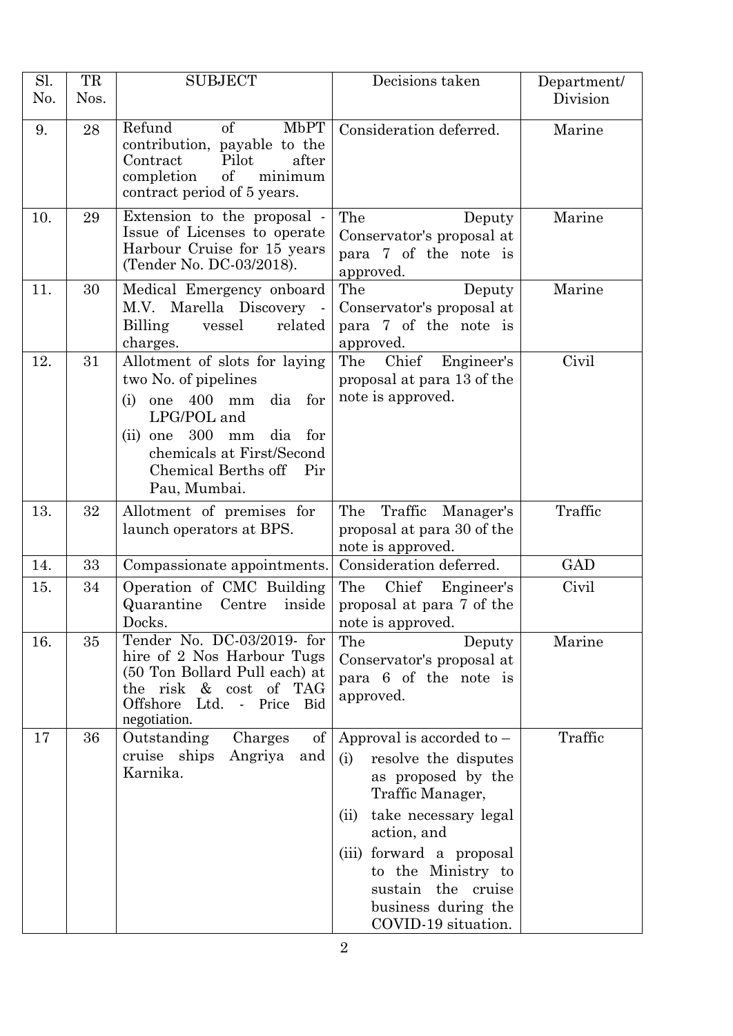| Sl. No. | TR Nos. | SUBJECT | Decisions taken | Department/ Division |
|---|---|---|---|---|
| 9. | 28 | Refund of MbPT contribution, payable to the Contract Pilot after completion of minimum contract period of 5 years. | Consideration deferred. | Marine |
| 10. | 29 | Extension to the proposal - Issue of Licenses to operate Harbour Cruise for 15 years (Tender No. DC-03/2018). | The Deputy Conservator's proposal at para 7 of the note is approved. | Marine |
| 11. | 30 | Medical Emergency onboard M.V. Marella Discovery - Billing vessel related charges. | The Deputy Conservator's proposal at para 7 of the note is approved. | Marine |
| 12. | 31 | Allotment of slots for laying two No. of pipelines (i) one 400 mm dia for LPG/POL and (ii) one 300 mm dia for chemicals at First/Second Chemical Berths off Pir Pau, Mumbai. | The Chief Engineer's proposal at para 13 of the note is approved. | Civil |
| 13. | 32 | Allotment of premises for launch operators at BPS. | The Traffic Manager's proposal at para 30 of the note is approved. | Traffic |
| 14. | 33 | Compassionate appointments. | Consideration deferred. | GAD |
| 15. | 34 | Operation of CMC Building Quarantine Centre inside Docks. | The Chief Engineer's proposal at para 7 of the note is approved. | Civil |
| 16. | 35 | Tender No. DC-03/2019- for hire of 2 Nos Harbour Tugs (50 Ton Bollard Pull each) at the risk & cost of TAG Offshore Ltd. - Price Bid negotiation. | The Deputy Conservator's proposal at para 6 of the note is approved. | Marine |
| 17 | 36 | Outstanding Charges of cruise ships Angriya and Karnika. | Approval is accorded to – (i) resolve the disputes as proposed by the Traffic Manager, (ii) take necessary legal action, and (iii) forward a proposal to the Ministry to sustain the cruise business during the COVID-19 situation. | Traffic |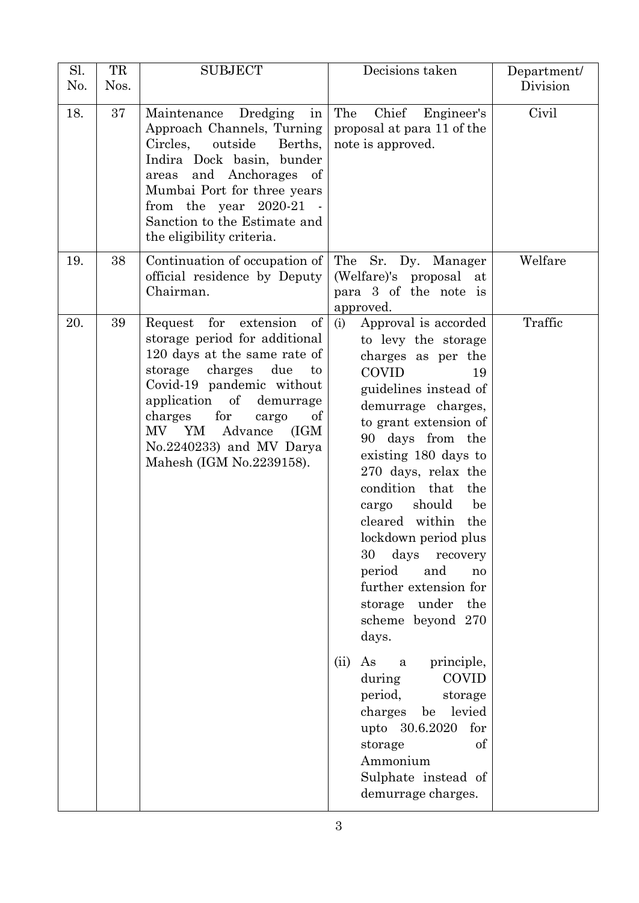| Sl. No. | TR Nos. | SUBJECT | Decisions taken | Department/ Division |
|---|---|---|---|---|
| 18. | 37 | Maintenance Dredging in Approach Channels, Turning Circles, outside Berths, Indira Dock basin, bunder areas and Anchorages of Mumbai Port for three years from the year 2020-21 - Sanction to the Estimate and the eligibility criteria. | The Chief Engineer's proposal at para 11 of the note is approved. | Civil |
| 19. | 38 | Continuation of occupation of official residence by Deputy Chairman. | The Sr. Dy. Manager (Welfare)'s proposal at para 3 of the note is approved. | Welfare |
| 20. | 39 | Request for extension of storage period for additional 120 days at the same rate of storage charges due to Covid-19 pandemic without application of demurrage charges for cargo of MV YM Advance (IGM No.2240233) and MV Darya Mahesh (IGM No.2239158). | (i) Approval is accorded to levy the storage charges as per the COVID 19 guidelines instead of demurrage charges, to grant extension of 90 days from the existing 180 days to 270 days, relax the condition that the cargo should be cleared within the lockdown period plus 30 days recovery period and no further extension for storage under the scheme beyond 270 days.<br><br>(ii) As a principle, during COVID period, storage charges be levied upto 30.6.2020 for storage of Ammonium Sulphate instead of demurrage charges. | Traffic |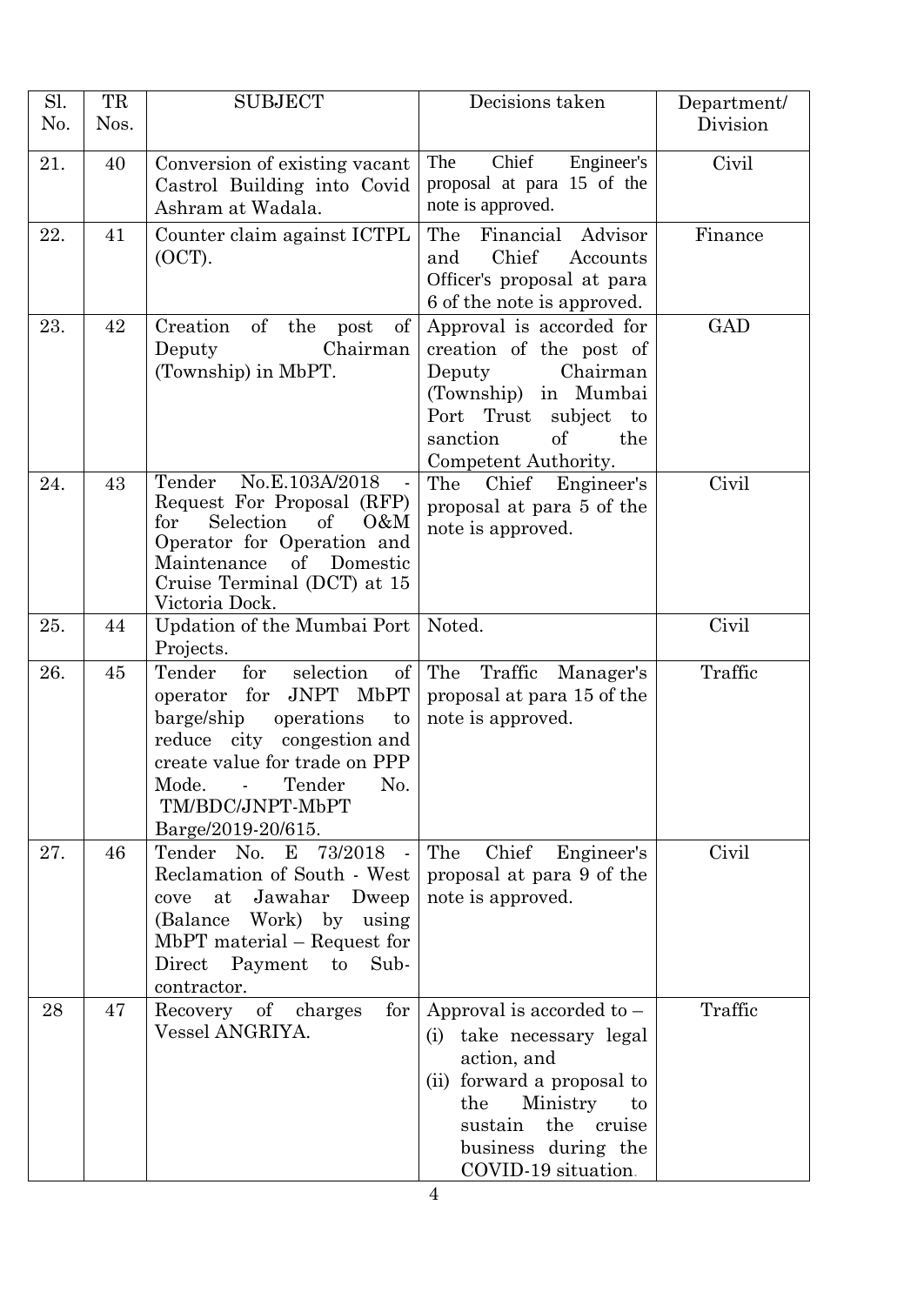| Sl. No. | TR Nos. | SUBJECT | Decisions taken | Department/ Division |
|---|---|---|---|---|
| 21. | 40 | Conversion of existing vacant Castrol Building into Covid Ashram at Wadala. | The Chief Engineer's proposal at para 15 of the note is approved. | Civil |
| 22. | 41 | Counter claim against ICTPL (OCT). | The Financial Advisor and Chief Accounts Officer's proposal at para 6 of the note is approved. | Finance |
| 23. | 42 | Creation of the post of Deputy Chairman (Township) in MbPT. | Approval is accorded for creation of the post of Deputy Chairman (Township) in Mumbai Port Trust subject to sanction of the Competent Authority. | GAD |
| 24. | 43 | Tender No.E.103A/2018 - Request For Proposal (RFP) for Selection of O&M Operator for Operation and Maintenance of Domestic Cruise Terminal (DCT) at 15 Victoria Dock. | The Chief Engineer's proposal at para 5 of the note is approved. | Civil |
| 25. | 44 | Updation of the Mumbai Port Projects. | Noted. | Civil |
| 26. | 45 | Tender for selection of operator for JNPT MbPT barge/ship operations to reduce city congestion and create value for trade on PPP Mode. - Tender No. TM/BDC/JNPT-MbPT Barge/2019-20/615. | The Traffic Manager's proposal at para 15 of the note is approved. | Traffic |
| 27. | 46 | Tender No. E 73/2018 - Reclamation of South - West cove at Jawahar Dweep (Balance Work) by using MbPT material – Request for Direct Payment to Sub-contractor. | The Chief Engineer's proposal at para 9 of the note is approved. | Civil |
| 28 | 47 | Recovery of charges for Vessel ANGRIYA. | Approval is accorded to – (i) take necessary legal action, and (ii) forward a proposal to the Ministry to sustain the cruise business during the COVID-19 situation. | Traffic |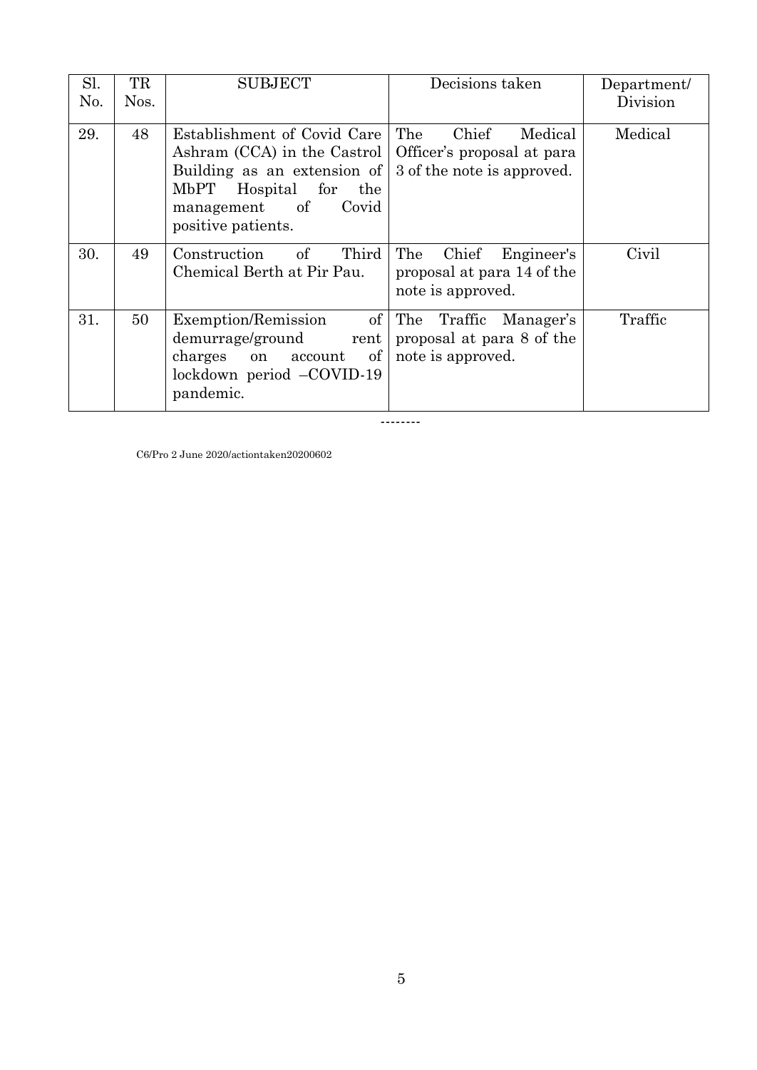| Sl. No. | TR Nos. | SUBJECT | Decisions taken | Department/ Division |
|---|---|---|---|---|
| 29. | 48 | Establishment of Covid Care Ashram (CCA) in the Castrol Building as an extension of MbPT Hospital for the management of Covid positive patients. | The Chief Medical Officer's proposal at para 3 of the note is approved. | Medical |
| 30. | 49 | Construction of Third Chemical Berth at Pir Pau. | The Chief Engineer's proposal at para 14 of the note is approved. | Civil |
| 31. | 50 | Exemption/Remission of demurrage/ground rent charges on account of lockdown period –COVID-19 pandemic. | The Traffic Manager's proposal at para 8 of the note is approved. | Traffic |

--------

C6/Pro 2 June 2020/actiontaken20200602